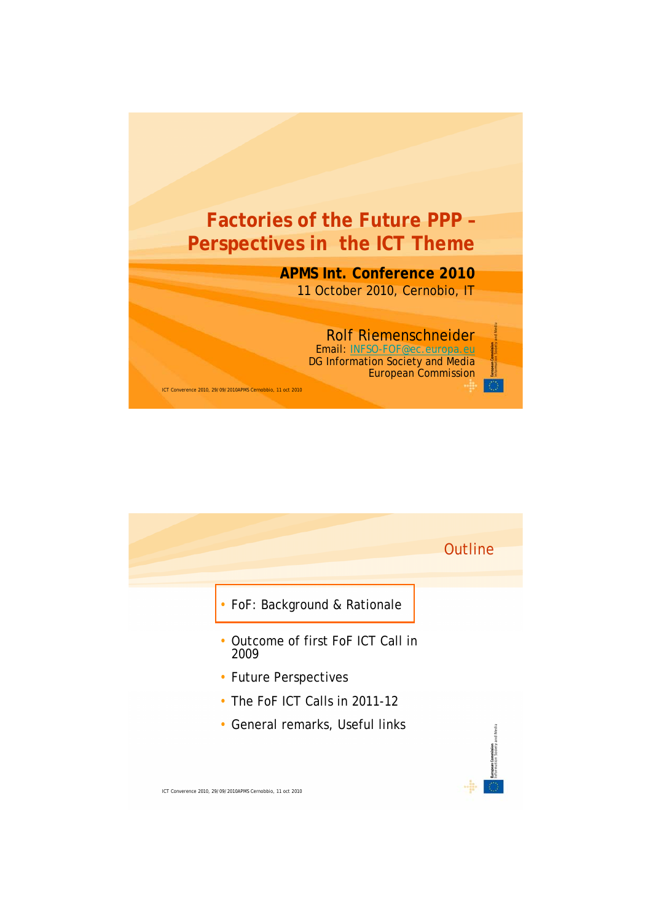# Factories of the Future PPP – Perspectives in the ICT Theme

**APMS Int. Conference 2010**
11 October 2010, Cernobio, IT

Rolf Riemenschneider
Email: INFSO-FOF@ec.europa.eu
DG Information Society and Media
European Commission

## Outline

- FoF: Background & Rationale
- Outcome of first FoF ICT Call in 2009
- Future Perspectives
- The FoF ICT Calls in 2011-12
- General remarks, Useful links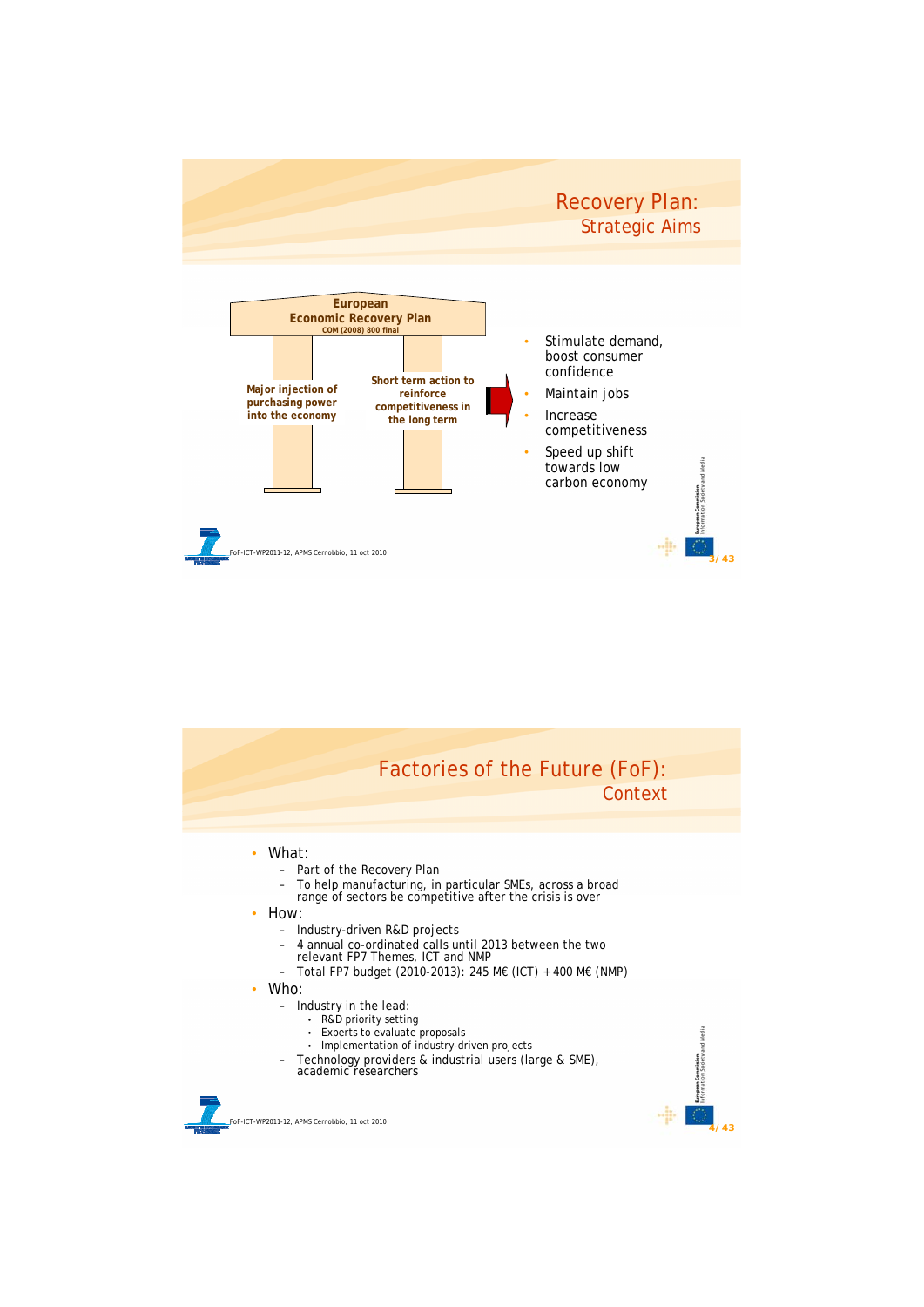# Recovery Plan: Strategic Aims

**European Economic Recovery Plan**
COM (2008) 800 final

**Major injection of purchasing power into the economy**

**Short term action to reinforce competitiveness in the long term**

- Stimulate demand, boost consumer confidence
- Maintain jobs
- Increase competitiveness
- Speed up shift towards low carbon economy

# Factories of the Future (FoF): Context

- What:
  - Part of the Recovery Plan
  - To help manufacturing, in particular SMEs, across a broad range of sectors be competitive after the crisis is over
- How:
  - Industry-driven R&D projects
  - 4 annual co-ordinated calls until 2013 between the two relevant FP7 Themes, ICT and NMP
  - Total FP7 budget (2010-2013): 245 M€ (ICT) + 400 M€ (NMP)
- Who:
  - Industry in the lead:
    - R&D priority setting
    - Experts to evaluate proposals
    - Implementation of industry-driven projects
  - Technology providers & industrial users (large & SME), academic researchers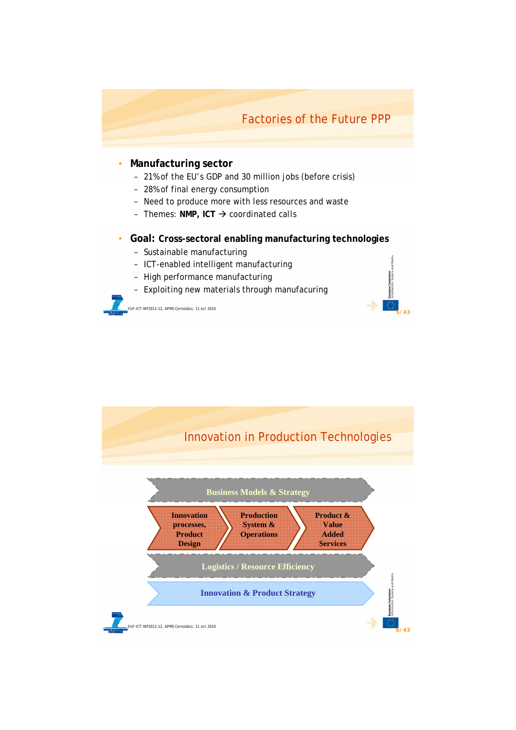# Factories of the Future PPP

- **Manufacturing sector**
  - 21% of the EU's GDP and 30 million jobs (before crisis)
  - 28% of final energy consumption
  - Need to produce more with less resources and waste
  - Themes: **NMP, ICT** → coordinated calls
- **Goal: Cross-sectoral enabling manufacturing technologies**
  - Sustainable manufacturing
  - ICT-enabled intelligent manufacturing
  - High performance manufacturing
  - Exploiting new materials through manufacuring

FoF-ICT-WP2011-12, APMS Cernobbio, 11 oct 2010

# Innovation in Production Technologies

**Business Models & Strategy**

**Innovation processes, Product Design** → **Production System & Operations** → **Product & Value Added Services**

**Logistics / Resource Efficiency**

**Innovation & Product Strategy**

FoF-ICT-WP2011-12, APMS Cernobbio, 11 oct 2010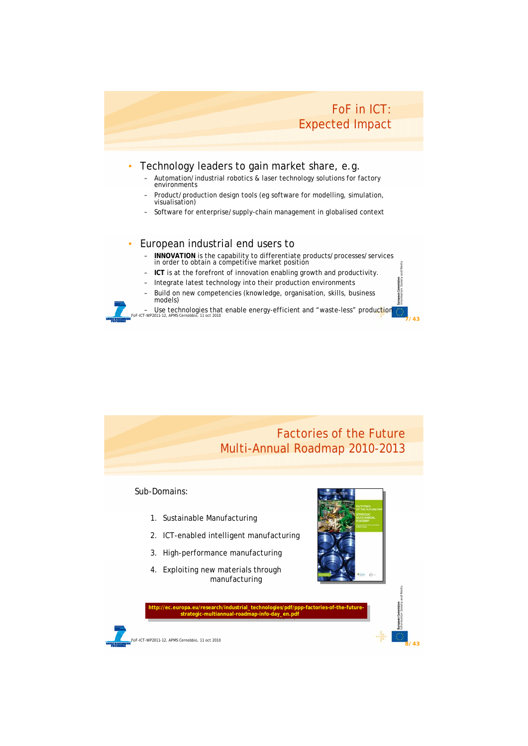# FoF in ICT: Expected Impact

- Technology leaders to gain market share, e.g.
  - Automation/industrial robotics & laser technology solutions for factory environments
  - Product/production design tools (eg software for modelling, simulation, visualisation)
  - Software for enterprise/supply-chain management in globalised context

- European industrial end users to
  - **INNOVATION** is the capability to differentiate products/processes/services in order to obtain a competitive market position
  - **ICT** is at the forefront of innovation enabling growth and productivity.
  - Integrate latest technology into their production environments
  - Build on new competencies (knowledge, organisation, skills, business models)
  - Use technologies that enable energy-efficient and "waste-less" production

# Factories of the Future Multi-Annual Roadmap 2010-2013

Sub-Domains:

1. Sustainable Manufacturing
2. ICT-enabled intelligent manufacturing
3. High-performance manufacturing
4. Exploiting new materials through manufacturing

**http://ec.europa.eu/research/industrial_technologies/pdf/ppp-factories-of-the-future-strategic-multiannual-roadmap-info-day_en.pdf**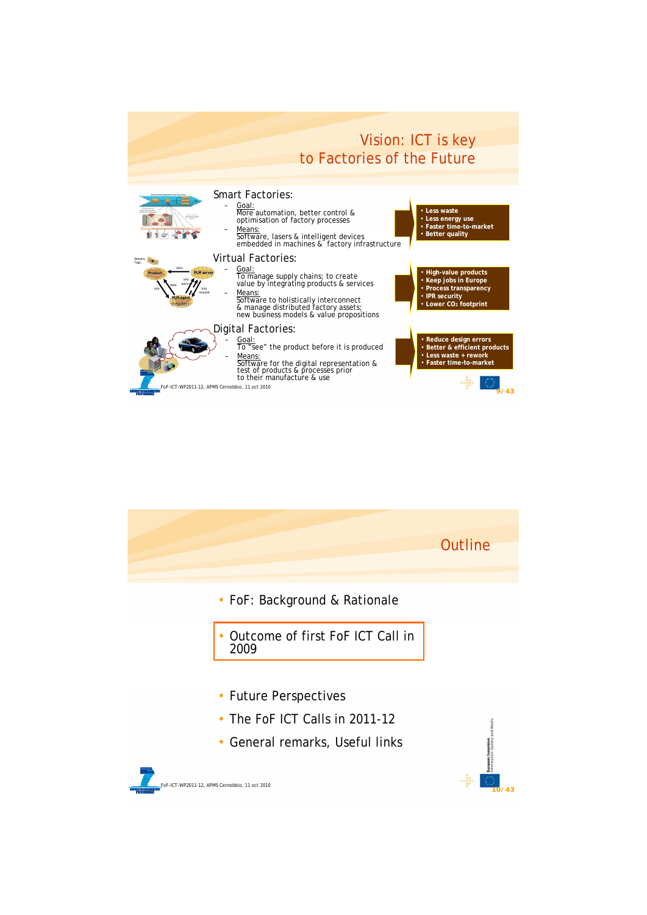# Vision: ICT is key to Factories of the Future

## Smart Factories:

- Goal:
  More automation, better control & optimisation of factory processes
- Means:
  Software, lasers & intelligent devices embedded in machines & factory infrastructure

- Less waste
- Less energy use
- Faster time-to-market
- Better quality

## Virtual Factories:

- Goal:
  To manage supply chains; to create value by integrating products & services
- Means:
  Software to holistically interconnect & manage distributed factory assets; new business models & value propositions

- High-value products
- Keep jobs in Europe
- Process transparency
- IPR security
- Lower $CO_2$ footprint

## Digital Factories:

- Goal:
  To "see" the product before it is produced
- Means:
  Software for the digital representation & test of products & processes prior to their manufacture & use

- Reduce design errors
- Better & efficient products
- Less waste + rework
- Faster time-to-market

# Outline

- FoF: Background & Rationale
- Outcome of first FoF ICT Call in 2009
- Future Perspectives
- The FoF ICT Calls in 2011-12
- General remarks, Useful links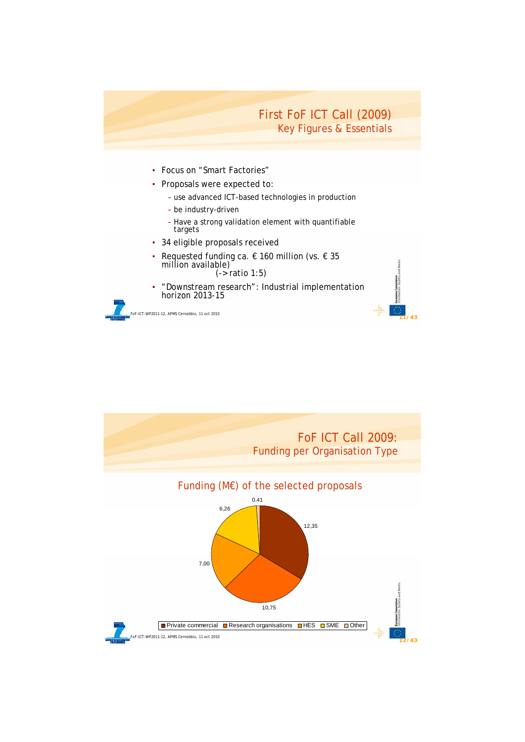# First FoF ICT Call (2009)

## Key Figures & Essentials

- Focus on "Smart Factories"
- Proposals were expected to:
  - use advanced ICT-based technologies in production
  - be industry-driven
  - Have a strong validation element with quantifiable targets
- 34 eligible proposals received
- Requested funding ca. € 160 million (vs. € 35 million available) (-> ratio 1:5)
- "Downstream research": Industrial implementation horizon 2013-15

# FoF ICT Call 2009:

## Funding per Organisation Type

### Funding (M€) of the selected proposals

| Organisation type | Funding (M€) |
|---|---|
| Private commercial | 12,35 |
| Research organisations | 10,75 |
| HES | 7,00 |
| SME | 6,26 |
| Other | 0,41 |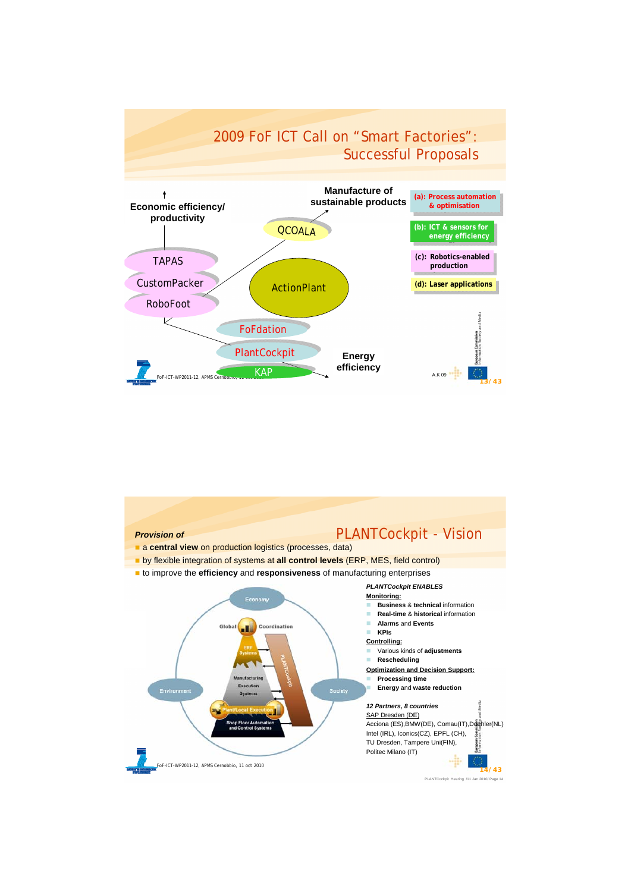# 2009 FoF ICT Call on "Smart Factories": Successful Proposals

Economic efficiency/ productivity

Manufacture of sustainable products

Energy efficiency

- TAPAS
- CustomPacker
- RoboFoot
- QCOALA
- ActionPlant
- FoFdation
- PlantCockpit
- KAP

(a): Process automation & optimisation

(b): ICT & sensors for energy efficiency

(c): Robotics-enabled production

(d): Laser applications

A.K 09

---

## Provision of PLANTCockpit - Vision

- a **central view** on production logistics (processes, data)
- by flexible integration of systems at **all control levels** (ERP, MES, field control)
- to improve the **efficiency** and **responsiveness** of manufacturing enterprises

***PLANTCockpit ENABLES***

Monitoring:

- **Business** & **technical** information
- **Real-time** & **historical** information
- **Alarms** and **Events**
- **KPIs**

Controlling:

- Various kinds of **adjustments**
- **Rescheduling**

Optimization and Decision Support:

- **Processing time**
- **Energy** and **waste reduction**

***12 Partners, 8 countries***

SAP Dresden (DE)

Acciona (ES), BMW(DE), Comau(IT), Doehler(NL) Intel (IRL), Iconics(CZ), EPFL (CH), TU Dresden, Tampere Uni(FIN), Politec Milano (IT)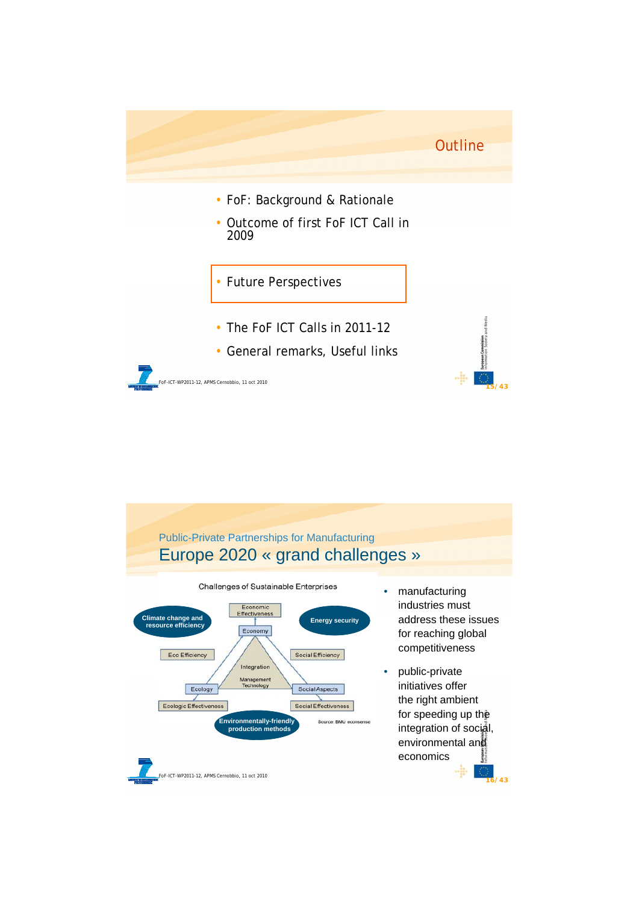## Outline

- FoF: Background & Rationale
- Outcome of first FoF ICT Call in 2009
- **Future Perspectives**
- The FoF ICT Calls in 2011-12
- General remarks, Useful links

---

Public-Private Partnerships for Manufacturing

## Europe 2020 « grand challenges »

Challenges of Sustainable Enterprises

- Climate change and resource efficiency
- Energy security
- Environmentally-friendly production methods
- Economic Effectiveness
- Economy
- Eco Efficiency
- Social Efficiency
- Integration
- Management Technology
- Ecology
- Social Aspects
- Ecologic Effectiveness
- Social Effectiveness

Source: BMU econsense

- manufacturing industries must address these issues for reaching global competitiveness
- public-private initiatives offer the right ambient for speeding up the integration of social, environmental and economics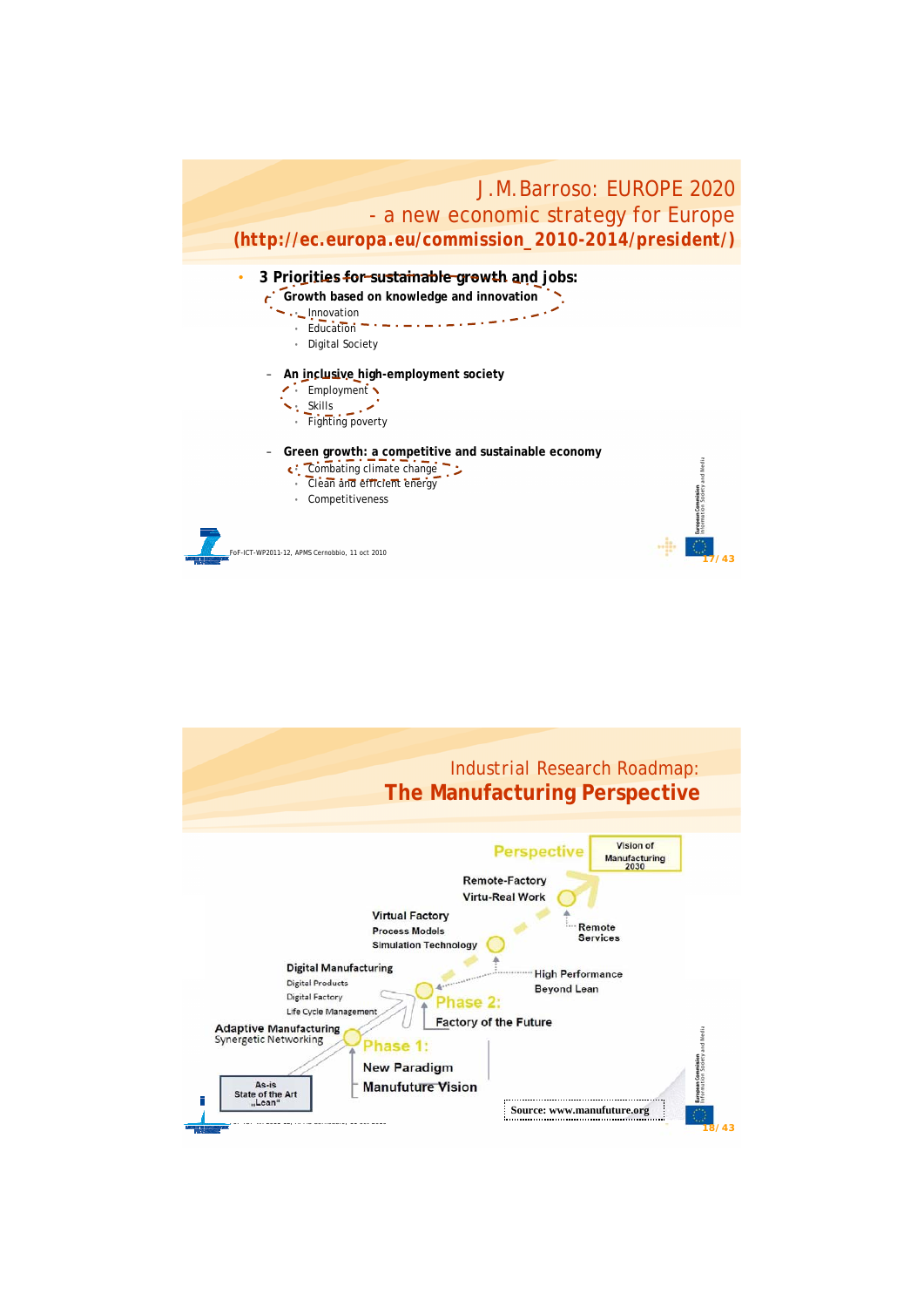# J.M.Barroso: EUROPE 2020
## - a new economic strategy for Europe
**(http://ec.europa.eu/commission_2010-2014/president/)**

- **3 Priorities for sustainable growth and jobs:**
  - **Growth based on knowledge and innovation**
    - Innovation
    - Education
    - Digital Society
  - **An inclusive high-employment society**
    - Employment
    - Skills
    - Fighting poverty
  - **Green growth: a competitive and sustainable economy**
    - Combating climate change
    - Clean and efficient energy
    - Competitiveness

FoF-ICT-WP2011-12, APMS Cernobbio, 11 oct 2010

# Industrial Research Roadmap:
## The Manufacturing Perspective

Perspective — Vision of Manufacturing 2030

Remote-Factory
Virtu-Real Work

Remote Services

Virtual Factory
Process Models
Simulation Technology

High Performance
Beyond Lean

Digital Manufacturing
Digital Products
Digital Factory
Life Cycle Management

Phase 2:
Factory of the Future

Adaptive Manufacturing
Synergetic Networking

Phase 1:
New Paradigm
Manufuture Vision

As-is
State of the Art
„Lean"

Source: www.manufuture.org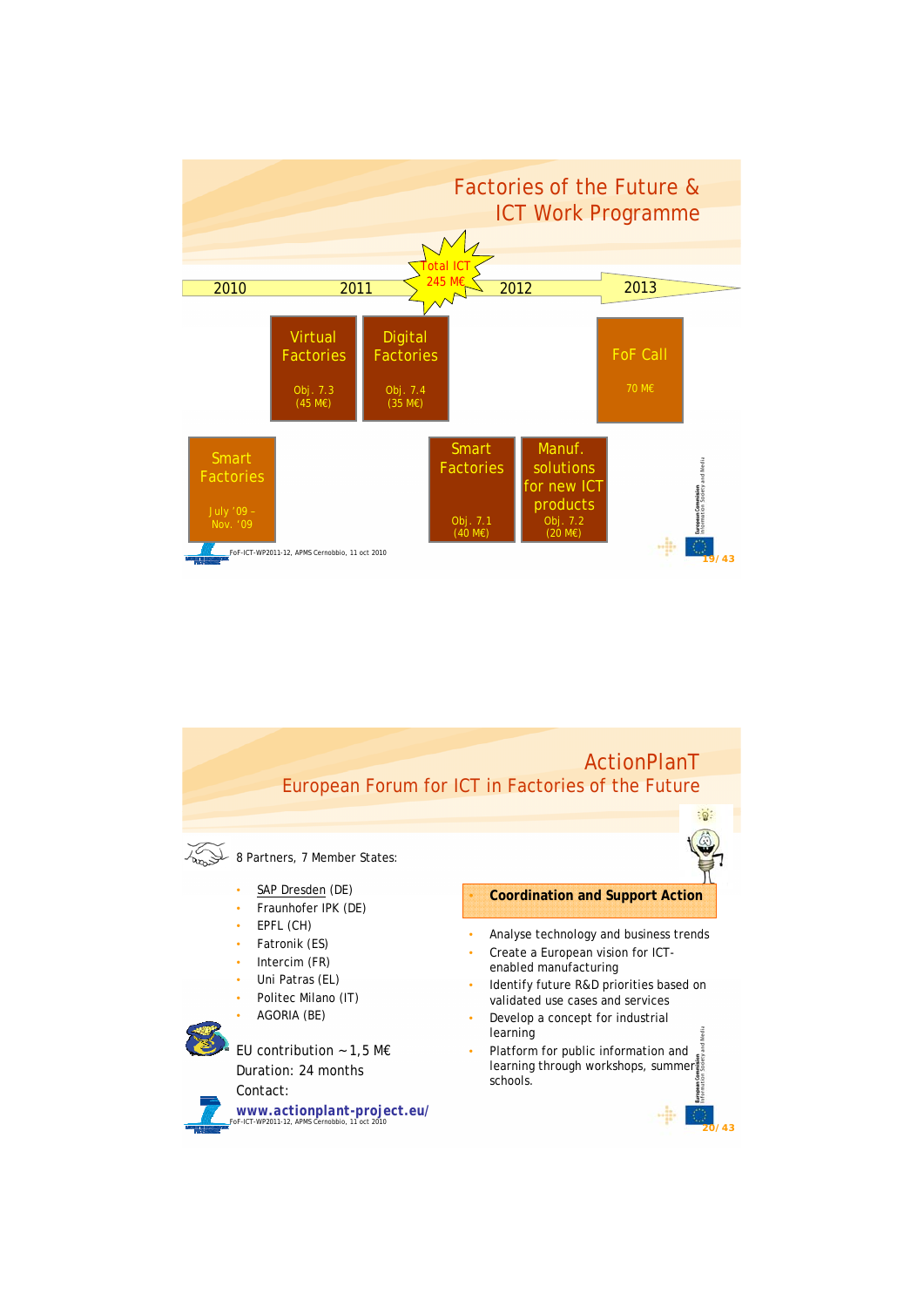# Factories of the Future & ICT Work Programme

2010 — 2011 — Total ICT 245 M€ — 2012 — 2013

**Virtual Factories**
Obj. 7.3 (45 M€)

**Digital Factories**
Obj. 7.4 (35 M€)

**FoF Call**
70 M€

**Smart Factories**
July '09 – Nov. '09

**Smart Factories**
Obj. 7.1 (40 M€)

**Manuf. solutions for new ICT products**
Obj. 7.2 (20 M€)

FoF-ICT-WP2011-12, APMS Cernobbio, 11 oct 2010

# ActionPlanT

## European Forum for ICT in Factories of the Future

8 Partners, 7 Member States:

- SAP Dresden (DE)
- Fraunhofer IPK (DE)
- EPFL (CH)
- Fatronik (ES)
- Intercim (FR)
- Uni Patras (EL)
- Politec Milano (IT)
- AGORIA (BE)

EU contribution ~1,5 M€
Duration: 24 months
Contact:
**www.actionplant-project.eu/**

**Coordination and Support Action**

- Analyse technology and business trends
- Create a European vision for ICT-enabled manufacturing
- Identify future R&D priorities based on validated use cases and services
- Develop a concept for industrial learning
- Platform for public information and learning through workshops, summer schools.

FoF-ICT-WP2011-12, APMS Cernobbio, 11 oct 2010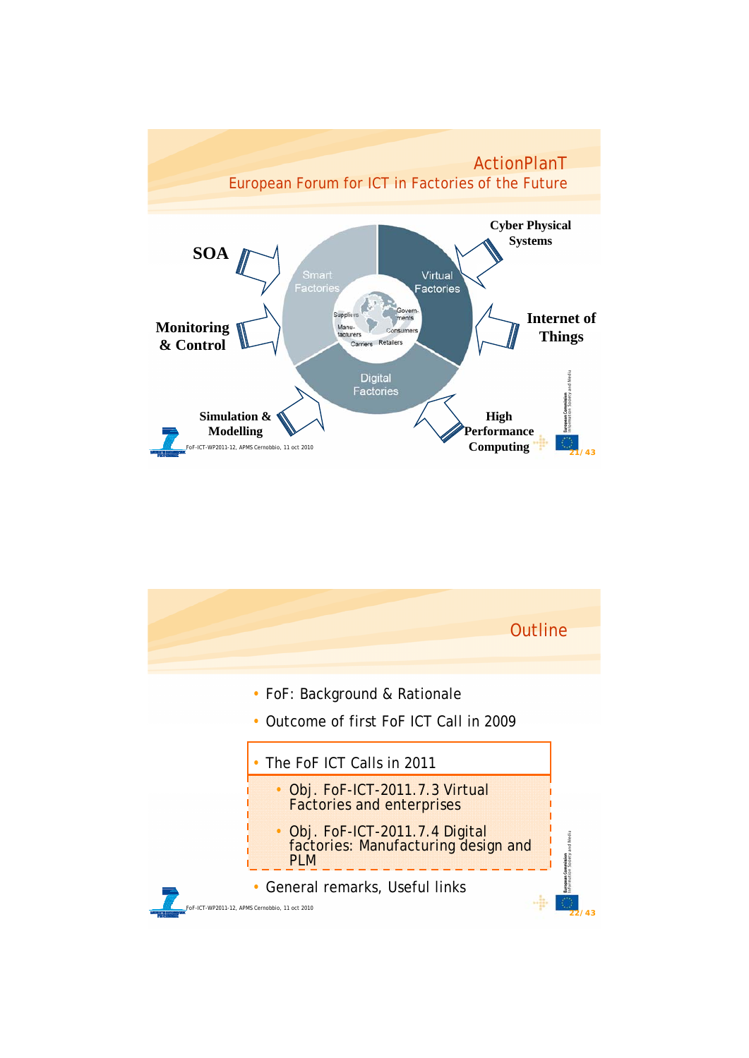## ActionPlanT

### European Forum for ICT in Factories of the Future

SOA

Monitoring & Control

Simulation & Modelling

Cyber Physical Systems

Internet of Things

High Performance Computing

Smart Factories

Virtual Factories

Digital Factories

Suppliers

Manu-facturers

Carriers

Retailers

Consumers

Govern-ments

FoF-ICT-WP2011-12, APMS Cernobbio, 11 oct 2010

## Outline

- FoF: Background & Rationale
- Outcome of first FoF ICT Call in 2009
- The FoF ICT Calls in 2011
  - Obj. FoF-ICT-2011.7.3 Virtual Factories and enterprises
  - Obj. FoF-ICT-2011.7.4 Digital factories: Manufacturing design and PLM
- General remarks, Useful links

FoF-ICT-WP2011-12, APMS Cernobbio, 11 oct 2010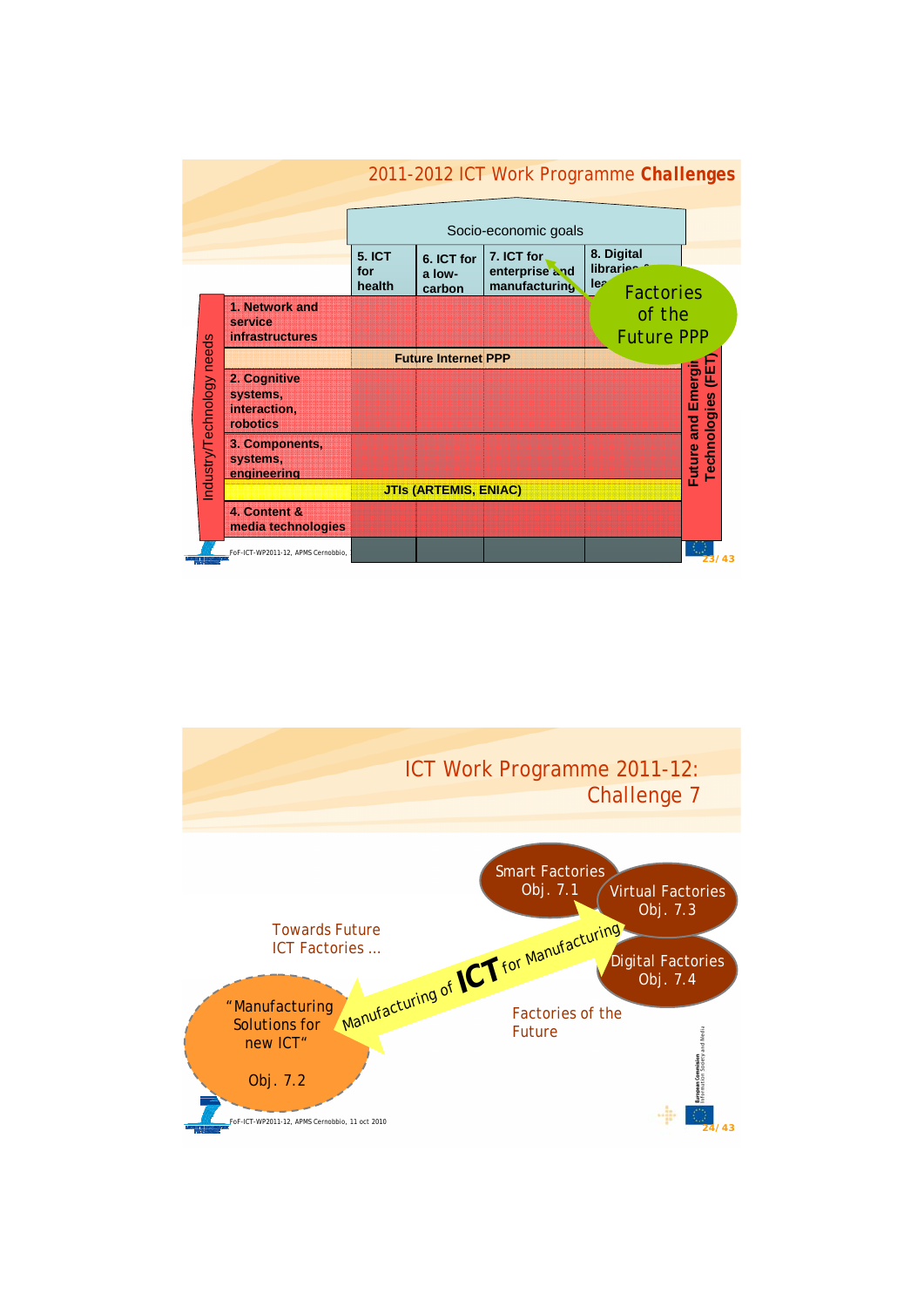## 2011-2012 ICT Work Programme **Challenges**

Socio-economic goals

| | 5. ICT for health | 6. ICT for a low-carbon | 7. ICT for enterprise and manufacturing | 8. Digital libraries & lea... |
|---|---|---|---|---|
| 1. Network and service infrastructures | | | | |
| Future Internet PPP | | | | |
| 2. Cognitive systems, interaction, robotics | | | | |
| 3. Components, systems, engineering | | | | |
| JTIs (ARTEMIS, ENIAC) | | | | |
| 4. Content & media technologies | | | | |

Industry/Technology needs

Future and Emerging Technologies (FET)

Factories of the Future PPP

FoF-ICT-WP2011-12, APMS Cernobbio,

## ICT Work Programme 2011-12: Challenge 7

Towards Future ICT Factories ...

"Manufacturing Solutions for new ICT"

Obj. 7.2

Manufacturing of **ICT** for Manufacturing

Smart Factories Obj. 7.1

Virtual Factories Obj. 7.3

Digital Factories Obj. 7.4

Factories of the Future

FoF-ICT-WP2011-12, APMS Cernobbio, 11 oct 2010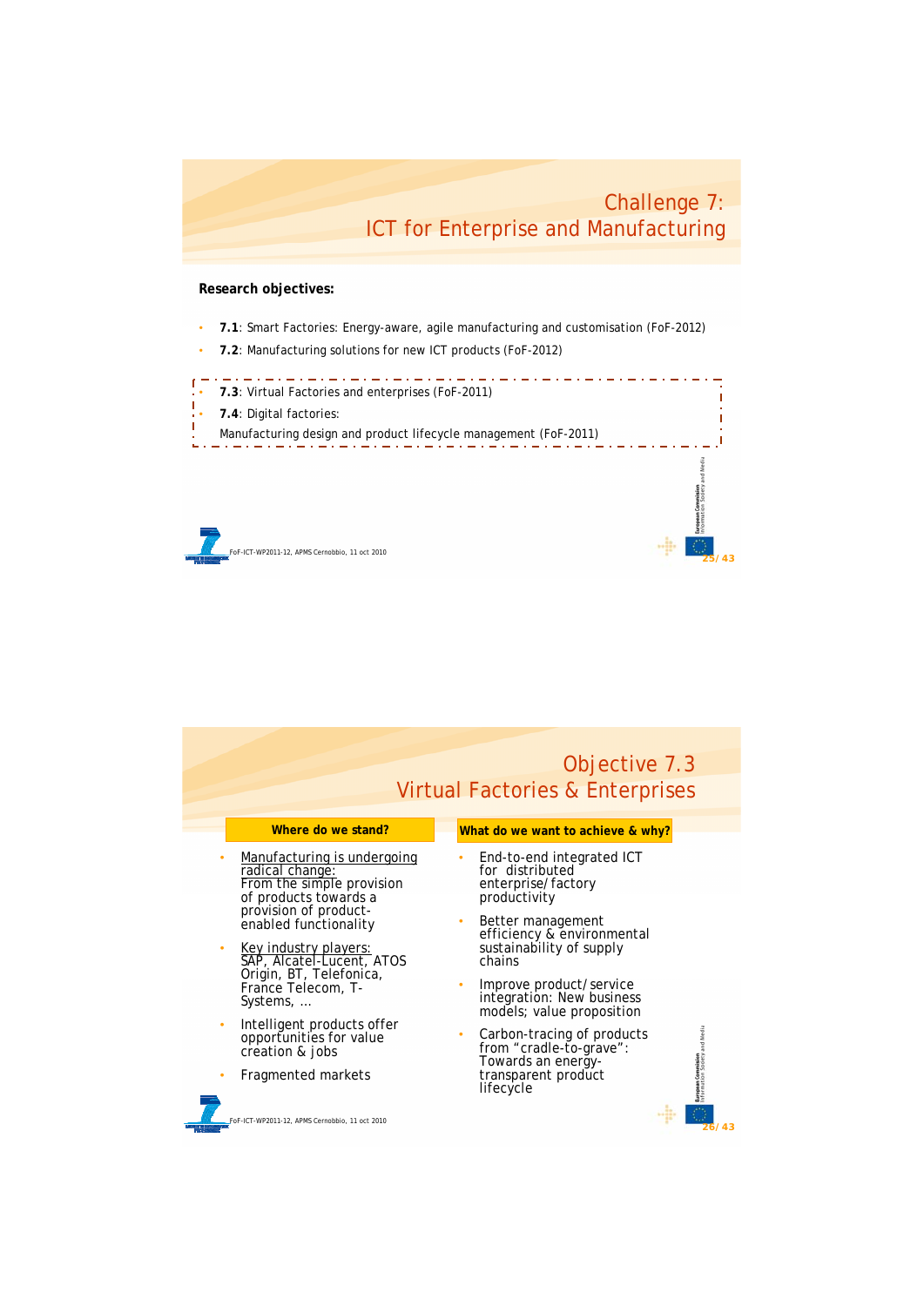# Challenge 7: ICT for Enterprise and Manufacturing

**Research objectives:**

- **7.1**: Smart Factories: Energy-aware, agile manufacturing and customisation (FoF-2012)
- **7.2**: Manufacturing solutions for new ICT products (FoF-2012)
- **7.3**: Virtual Factories and enterprises (FoF-2011)
- **7.4**: Digital factories:
  Manufacturing design and product lifecycle management (FoF-2011)

# Objective 7.3 Virtual Factories & Enterprises

**Where do we stand?**

- Manufacturing is undergoing radical change:
  From the simple provision of products towards a provision of product-enabled functionality
- Key industry players:
  SAP, Alcatel-Lucent, ATOS Origin, BT, Telefonica, France Telecom, T-Systems, ...
- Intelligent products offer opportunities for value creation & jobs
- Fragmented markets

**What do we want to achieve & why?**

- End-to-end integrated ICT for distributed enterprise/factory productivity
- Better management efficiency & environmental sustainability of supply chains
- Improve product/service integration: New business models; value proposition
- Carbon-tracing of products from "cradle-to-grave": Towards an energy-transparent product lifecycle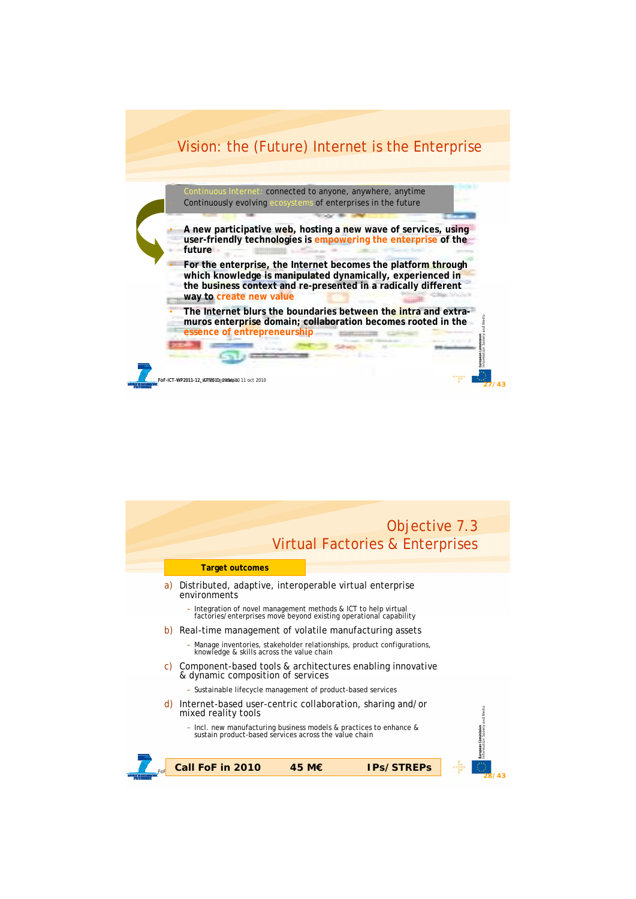# Vision: the (Future) Internet is the Enterprise

- Continuous Internet: connected to anyone, anywhere, anytime
- Continuously evolving ecosystems of enterprises in the future

- **A new participative web, hosting a new wave of services, using user-friendly technologies is empowering the enterprise of the future**
- **For the enterprise, the Internet becomes the platform through which knowledge is manipulated dynamically, experienced in the business context and re-presented in a radically different way to create new value**
- **The Internet blurs the boundaries between the intra and extra-muros enterprise domain; collaboration becomes rooted in the essence of entrepreneurship**

# Objective 7.3 Virtual Factories & Enterprises

**Target outcomes**

a) Distributed, adaptive, interoperable virtual enterprise environments
   - Integration of novel management methods & ICT to help virtual factories/enterprises move beyond existing operational capability

b) Real-time management of volatile manufacturing assets
   - Manage inventories, stakeholder relationships, product configurations, knowledge & skills across the value chain

c) Component-based tools & architectures enabling innovative & dynamic composition of services
   - Sustainable lifecycle management of product-based services

d) Internet-based user-centric collaboration, sharing and/or mixed reality tools
   - Incl. new manufacturing business models & practices to enhance & sustain product-based services across the value chain

**Call FoF in 2010 — 45 M€ — IPs/STREPs**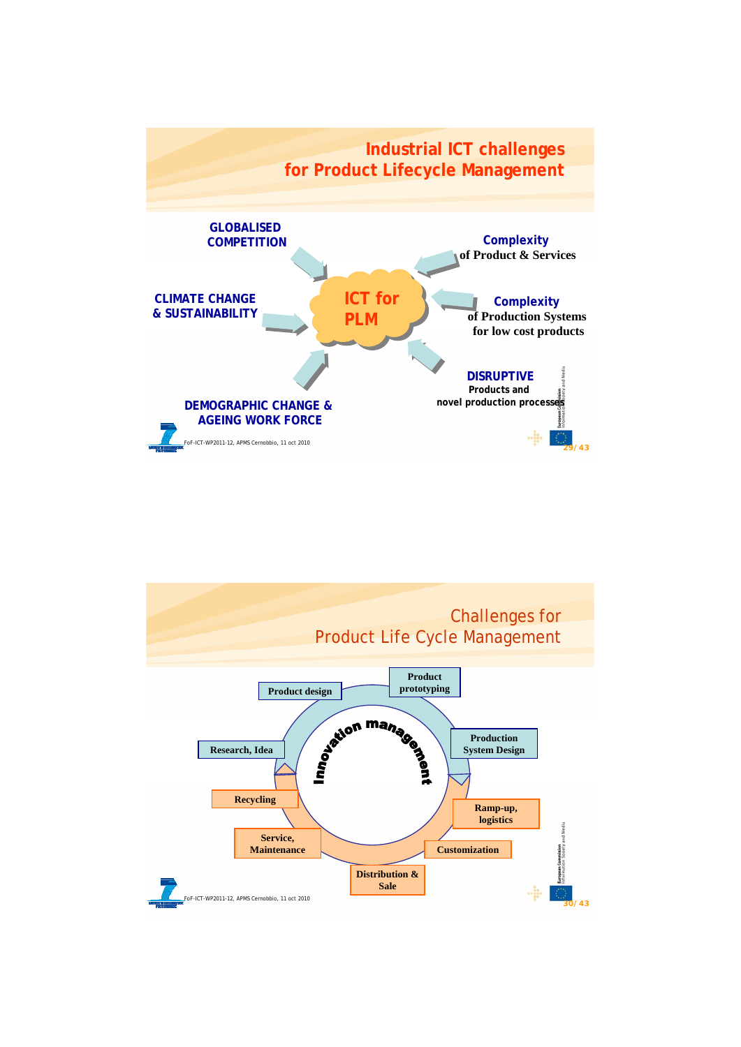## Industrial ICT challenges for Product Lifecycle Management

**ICT for PLM**

- **GLOBALISED COMPETITION**
- **CLIMATE CHANGE & SUSTAINABILITY**
- **DEMOGRAPHIC CHANGE & AGEING WORK FORCE**
- **Complexity** of Product & Services
- **Complexity** of Production Systems for low cost products
- **DISRUPTIVE** Products and novel production processes

FoF-ICT-WP2011-12, APMS Cernobbio, 11 oct 2010

## Challenges for Product Life Cycle Management

**Innovation management**

- Research, Idea
- Product design
- Product prototyping
- Production System Design
- Ramp-up, logistics
- Customization
- Distribution & Sale
- Service, Maintenance
- Recycling

FoF-ICT-WP2011-12, APMS Cernobbio, 11 oct 2010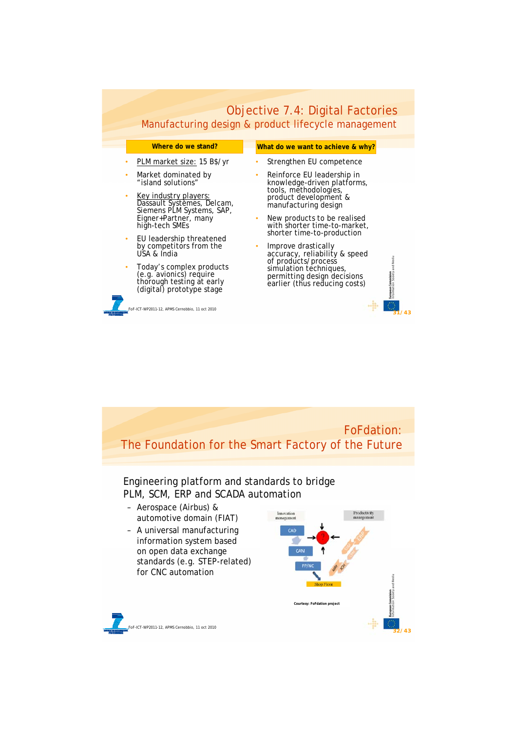# Objective 7.4: Digital Factories

## Manufacturing design & product lifecycle management

**Where do we stand?**

- PLM market size: 15 B$/yr
- Market dominated by "island solutions"
- Key industry players: Dassault Systèmes, Delcam, Siemens PLM Systems, SAP, Eigner+Partner, many high-tech SMEs
- EU leadership threatened by competitors from the USA & India
- Today's complex products (e.g. avionics) require thorough testing at early (digital) prototype stage

**What do we want to achieve & why?**

- Strengthen EU competence
- Reinforce EU leadership in knowledge-driven platforms, tools, methodologies, product development & manufacturing design
- New products to be realised with shorter time-to-market, shorter time-to-production
- Improve drastically accuracy, reliability & speed of products/process simulation techniques, permitting design decisions earlier (thus reducing costs)

FoF-ICT-WP2011-12, APMS Cernobbio, 11 oct 2010

# FoFdation: The Foundation for the Smart Factory of the Future

Engineering platform and standards to bridge PLM, SCM, ERP and SCADA automation

- Aerospace (Airbus) & automotive domain (FIAT)
- A universal manufacturing information system based on open data exchange standards (e.g. STEP-related) for CNC automation

Courtesy: FoFdation project

FoF-ICT-WP2011-12, APMS Cernobbio, 11 oct 2010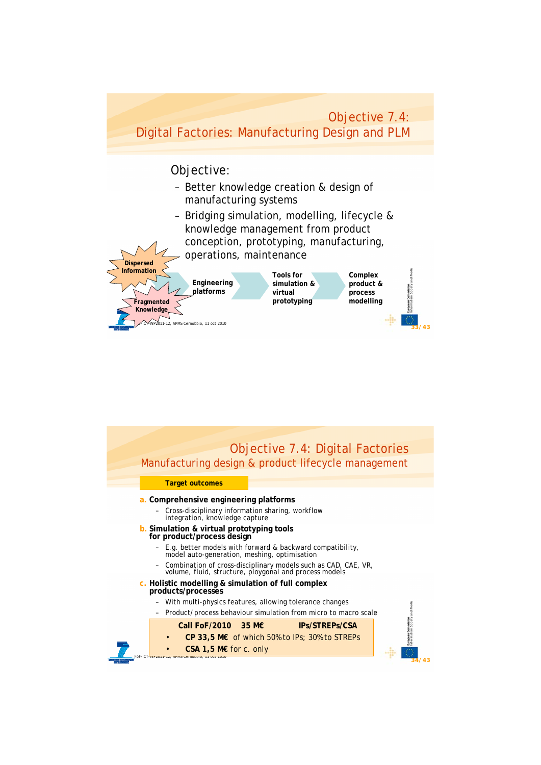# Objective 7.4: Digital Factories: Manufacturing Design and PLM

Objective:

- Better knowledge creation & design of manufacturing systems
- Bridging simulation, modelling, lifecycle & knowledge management from product conception, prototyping, manufacturing, operations, maintenance

**Dispersed Information**

**Fragmented Knowledge**

**Engineering platforms** → **Tools for simulation & virtual prototyping** → **Complex product & process modelling**

# Objective 7.4: Digital Factories

## Manufacturing design & product lifecycle management

**Target outcomes**

**a. Comprehensive engineering platforms**

- Cross-disciplinary information sharing, workflow integration, knowledge capture

**b. Simulation & virtual prototyping tools for product/process design**

- E.g. better models with forward & backward compatibility, model auto-generation, meshing, optimisation
- Combination of cross-disciplinary models such as CAD, CAE, VR, volume, fluid, structure, ploygonal and process models

**c. Holistic modelling & simulation of full complex products/processes**

- With multi-physics features, allowing tolerance changes
- Product/process behaviour simulation from micro to macro scale

**Call FoF/2010 35 M€ IPs/STREPs/CSA**

- **CP 33,5 M€** of which 50% to IPs; 30% to STREPs
- **CSA 1,5 M€** for c. only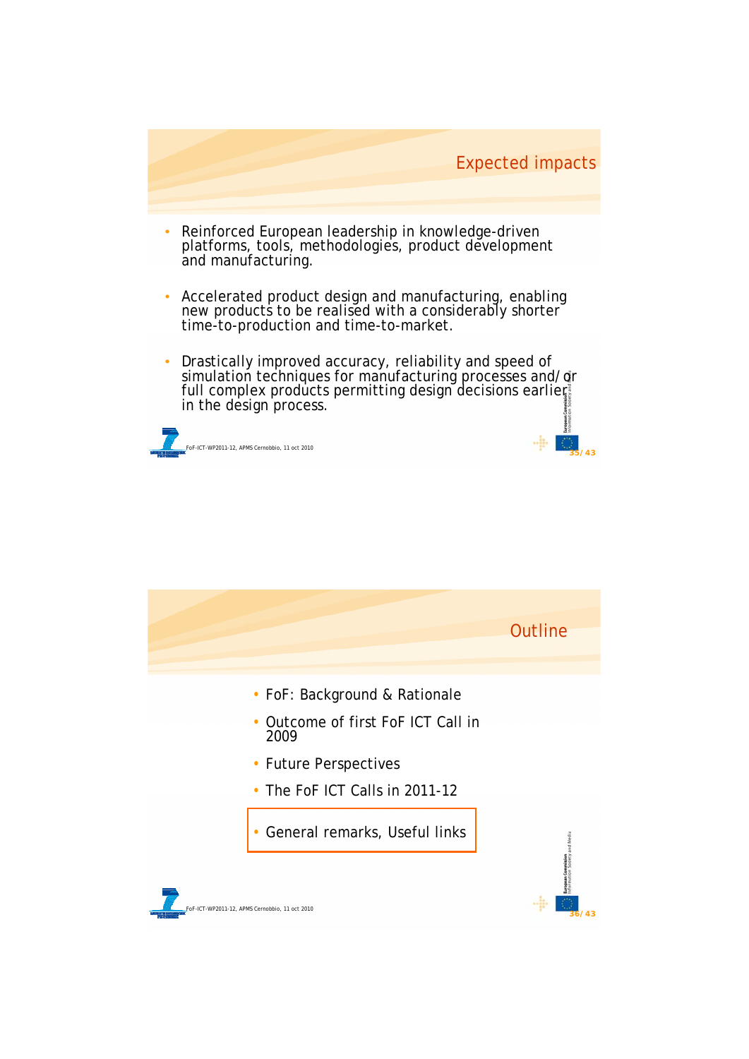## Expected impacts

- Reinforced European leadership in knowledge-driven platforms, tools, methodologies, product development and manufacturing.
- Accelerated product design and manufacturing, enabling new products to be realised with a considerably shorter time-to-production and time-to-market.
- Drastically improved accuracy, reliability and speed of simulation techniques for manufacturing processes and/or full complex products permitting design decisions earlier in the design process.

## Outline

- FoF: Background & Rationale
- Outcome of first FoF ICT Call in 2009
- Future Perspectives
- The FoF ICT Calls in 2011-12
- General remarks, Useful links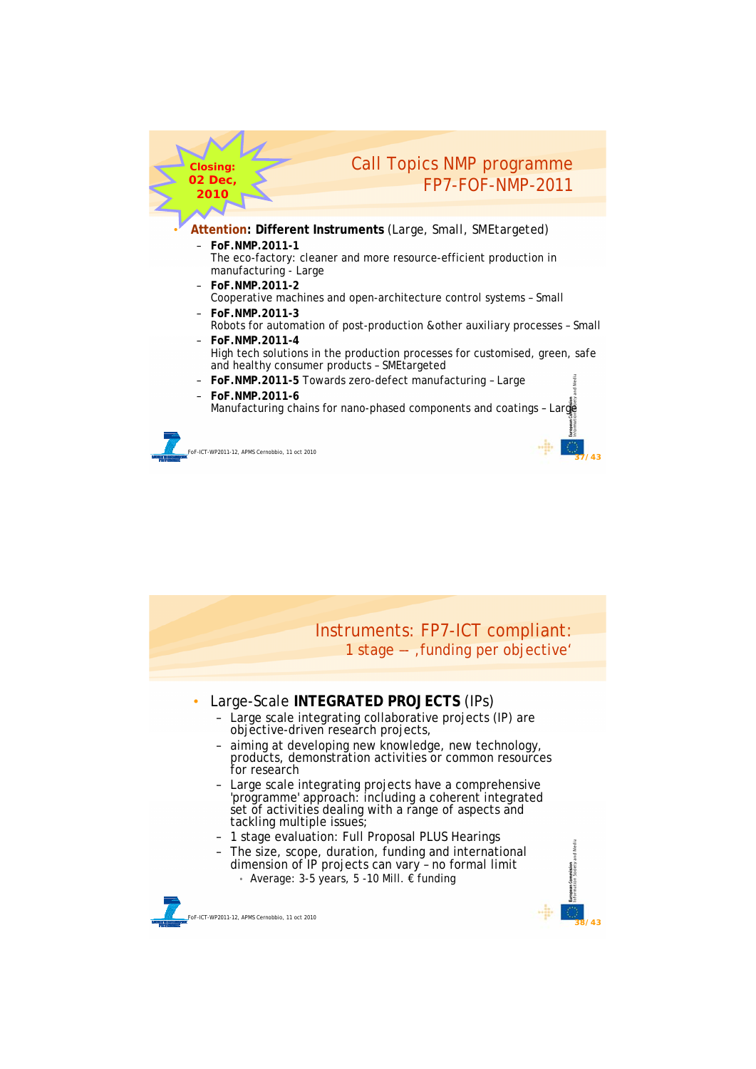## Call Topics NMP programme FP7-FOF-NMP-2011

**Closing: 02 Dec, 2010**

- **Attention: Different Instruments** (Large, Small, SMEtargeted)
  - **FoF.NMP.2011-1**
    The eco-factory: cleaner and more resource-efficient production in manufacturing - Large
  - **FoF.NMP.2011-2**
    Cooperative machines and open-architecture control systems – Small
  - **FoF.NMP.2011-3**
    Robots for automation of post-production &other auxiliary processes – Small
  - **FoF.NMP.2011-4**
    High tech solutions in the production processes for customised, green, safe and healthy consumer products – SMEtargeted
  - **FoF.NMP.2011-5** Towards zero-defect manufacturing – Large
  - **FoF.NMP.2011-6**
    Manufacturing chains for nano-phased components and coatings – Large

## Instruments: FP7-ICT compliant: 1 stage – ‚funding per objective'

- Large-Scale **INTEGRATED PROJECTS** (IPs)
  - Large scale integrating collaborative projects (IP) are objective-driven research projects,
  - aiming at developing new knowledge, new technology, products, demonstration activities or common resources for research
  - Large scale integrating projects have a comprehensive 'programme' approach: including a coherent integrated set of activities dealing with a range of aspects and tackling multiple issues;
  - 1 stage evaluation: Full Proposal PLUS Hearings
  - The size, scope, duration, funding and international dimension of IP projects can vary – no formal limit
    - Average: 3-5 years, 5 -10 Mill. € funding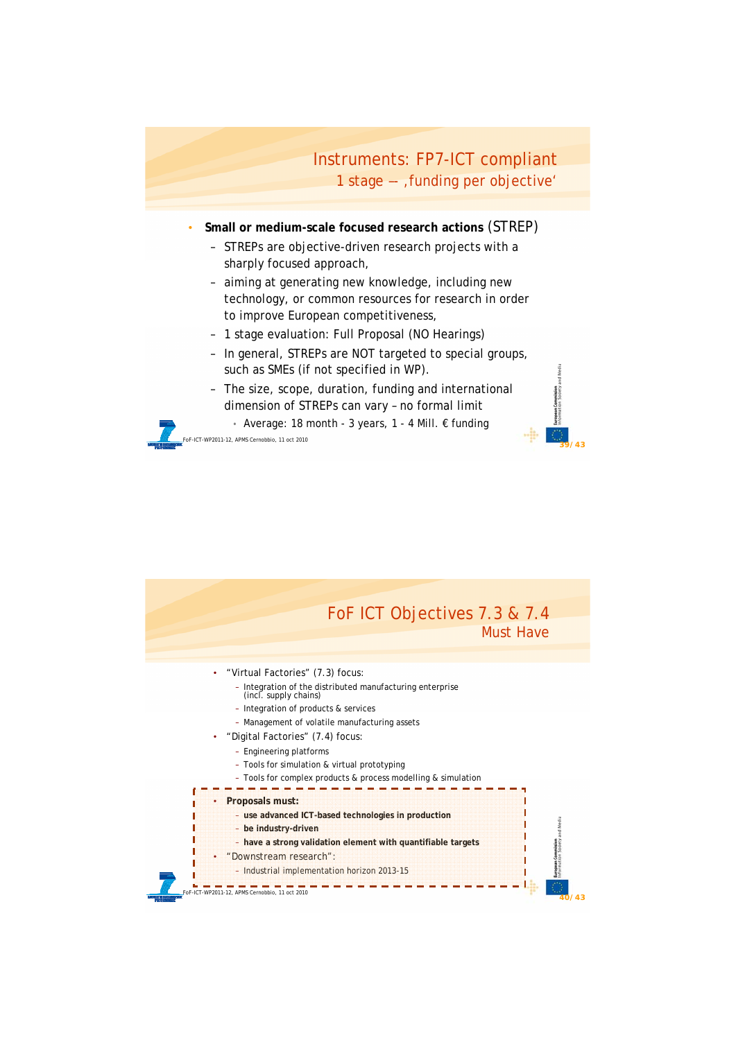# Instruments: FP7-ICT compliant

## 1 stage – ‚funding per objective'

- **Small or medium-scale focused research actions** (STREP)
  - STREPs are objective-driven research projects with a sharply focused approach,
  - aiming at generating new knowledge, including new technology, or common resources for research in order to improve European competitiveness,
  - 1 stage evaluation: Full Proposal (NO Hearings)
  - In general, STREPs are NOT targeted to special groups, such as SMEs (if not specified in WP).
  - The size, scope, duration, funding and international dimension of STREPs can vary – no formal limit
    - Average: 18 month - 3 years, 1 - 4 Mill. € funding

# FoF ICT Objectives 7.3 & 7.4

## Must Have

- "Virtual Factories" (7.3) focus:
  - Integration of the distributed manufacturing enterprise (incl. supply chains)
  - Integration of products & services
  - Management of volatile manufacturing assets
- "Digital Factories" (7.4) focus:
  - Engineering platforms
  - Tools for simulation & virtual prototyping
  - Tools for complex products & process modelling & simulation

- **Proposals must:**
  - **use advanced ICT-based technologies in production**
  - **be industry-driven**
  - **have a strong validation element with quantifiable targets**
- "Downstream research":
  - Industrial implementation horizon 2013-15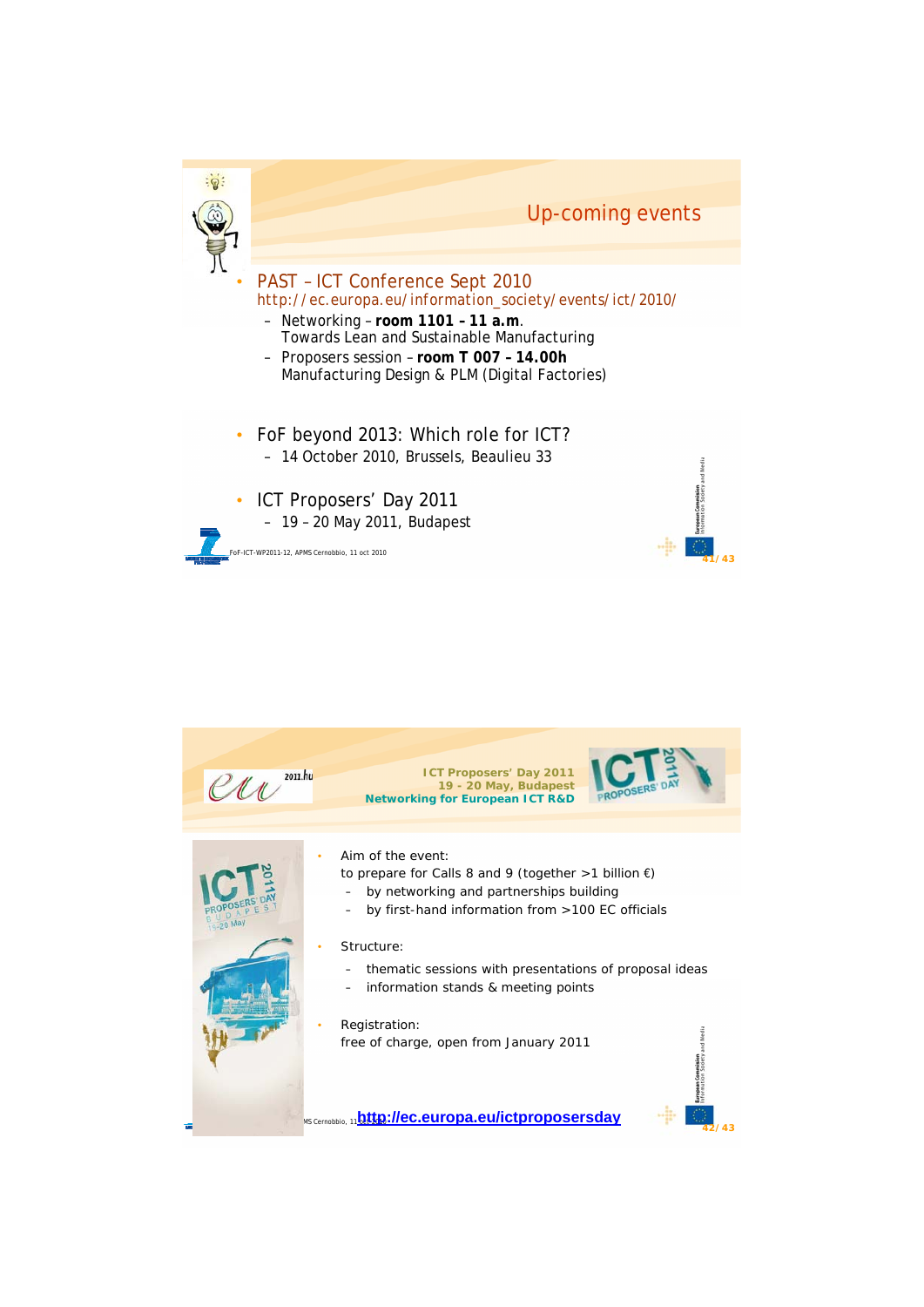## Up-coming events

- PAST – ICT Conference Sept 2010
  http://ec.europa.eu/information_society/events/ict/2010/
  - Networking – **room 1101 – 11 a.m**.
    Towards Lean and Sustainable Manufacturing
  - Proposers session – **room T 007 – 14.00h**
    Manufacturing Design & PLM (Digital Factories)

- FoF beyond 2013: Which role for ICT?
  - 14 October 2010, Brussels, Beaulieu 33

- ICT Proposers' Day 2011
  - 19 – 20 May 2011, Budapest

FoF-ICT-WP2011-12, APMS Cernobbio, 11 oct 2010

---

**ICT Proposers' Day 2011**
**19 - 20 May, Budapest**
**Networking for European ICT R&D**

- Aim of the event:
  to prepare for Calls 8 and 9 (together >1 billion €)
  - by networking and partnerships building
  - by first-hand information from >100 EC officials

- Structure:
  - thematic sessions with presentations of proposal ideas
  - information stands & meeting points

- Registration:
  free of charge, open from January 2011

**http://ec.europa.eu/ictproposersday**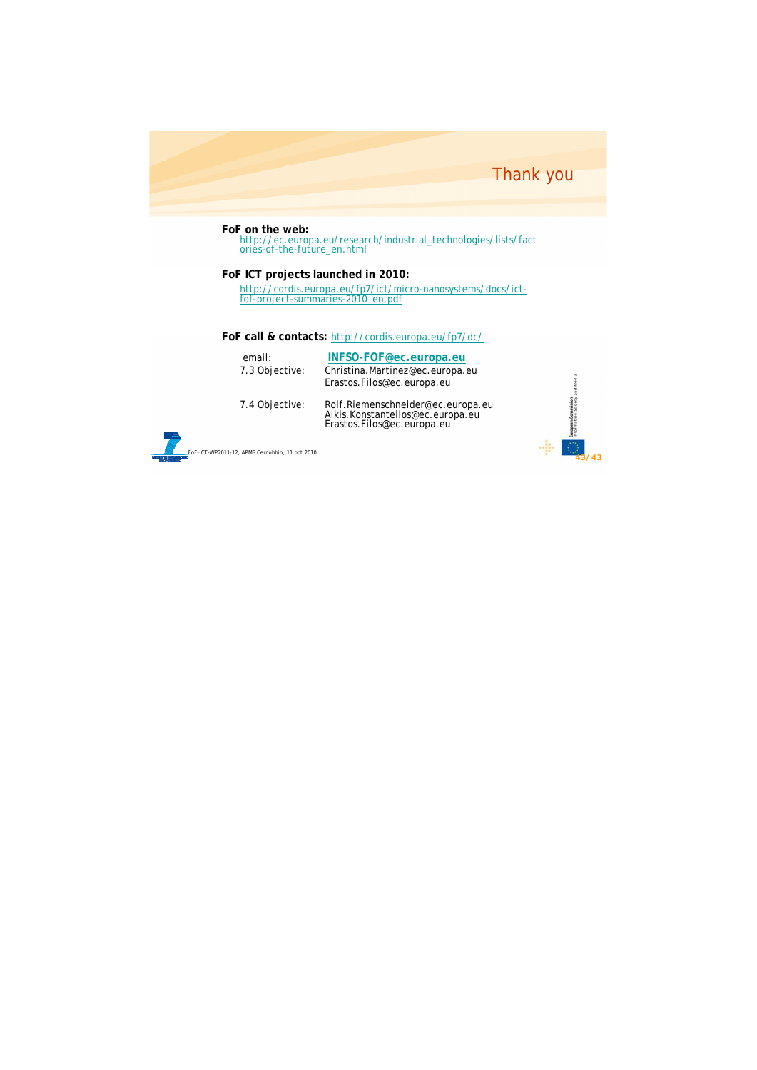# Thank you

**FoF on the web:**

http://ec.europa.eu/research/industrial_technologies/lists/factories-of-the-future_en.html

**FoF ICT projects launched in 2010:**

http://cordis.europa.eu/fp7/ict/micro-nanosystems/docs/ict-fof-project-summaries-2010_en.pdf

**FoF call & contacts:** http://cordis.europa.eu/fp7/dc/

| | |
|---|---|
| email: | **INFSO-FOF@ec.europa.eu** |
| 7.3 Objective: | Christina.Martinez@ec.europa.eu<br>Erastos.Filos@ec.europa.eu |
| 7.4 Objective: | Rolf.Riemenschneider@ec.europa.eu<br>Alkis.Konstantellos@ec.europa.eu<br>Erastos.Filos@ec.europa.eu |